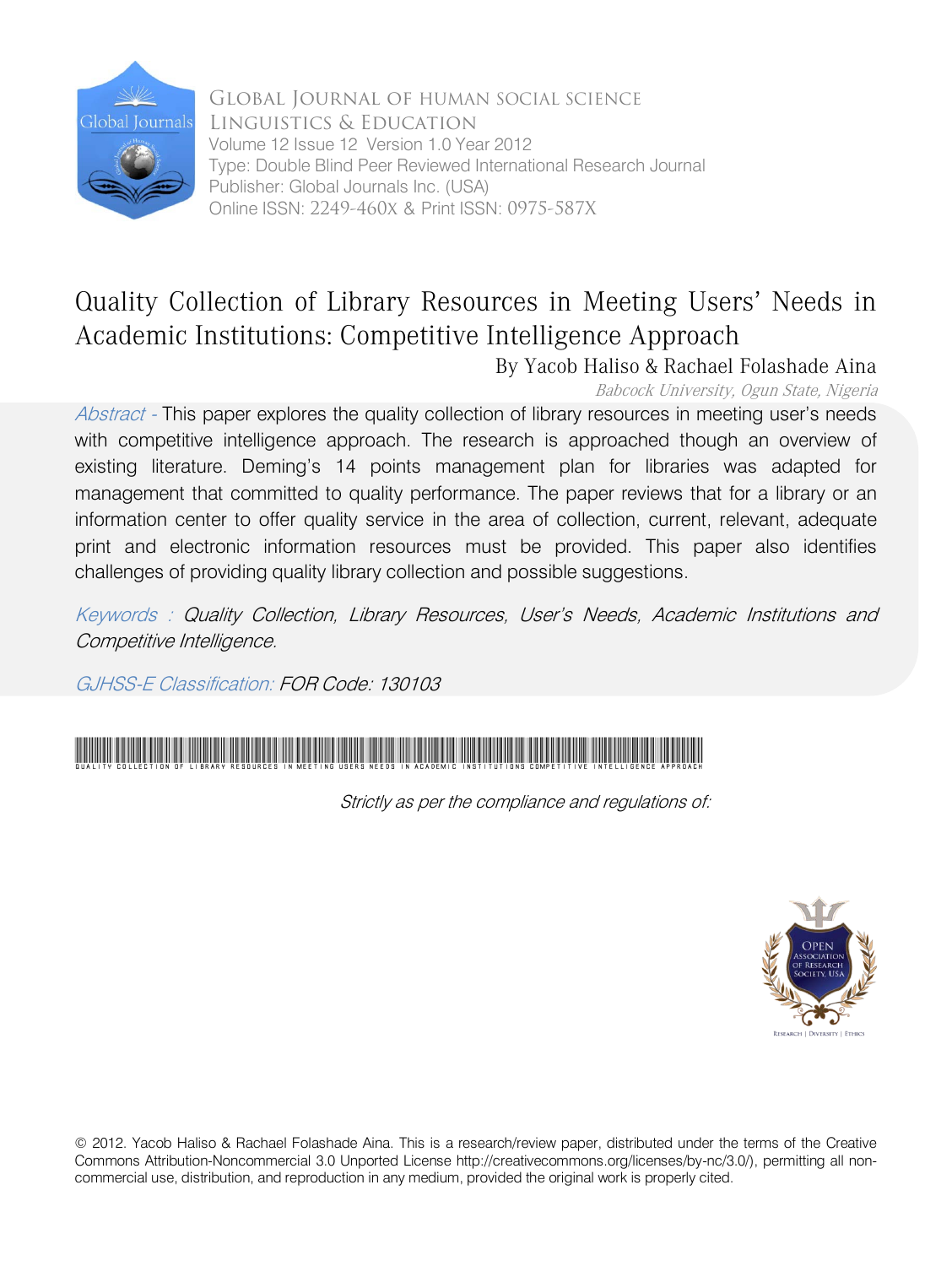Global Journal of Human Social Science
Linguistics & Education
Volume 12 Issue 12 Version 1.0 Year 2012
Type: Double Blind Peer Reviewed International Research Journal
Publisher: Global Journals Inc. (USA)
Online ISSN: 2249-460X & Print ISSN: 0975-587X

# Quality Collection of Library Resources in Meeting Users' Needs in Academic Institutions: Competitive Intelligence Approach

By Yacob Haliso & Rachael Folashade Aina

*Babcock University, Ogun State, Nigeria*

*Abstract -* This paper explores the quality collection of library resources in meeting user's needs with competitive intelligence approach. The research is approached though an overview of existing literature. Deming's 14 points management plan for libraries was adapted for management that committed to quality performance. The paper reviews that for a library or an information center to offer quality service in the area of collection, current, relevant, adequate print and electronic information resources must be provided. This paper also identifies challenges of providing quality library collection and possible suggestions.

*Keywords : Quality Collection, Library Resources, User's Needs, Academic Institutions and Competitive Intelligence.*

*GJHSS-E Classification: FOR Code: 130103*

QUALITY COLLECTION OF LIBRARY RESOURCES IN MEETING USERS NEEDS IN ACADEMIC INSTITUTIONS COMPETITIVE INTELLIGENCE APPROACH

*Strictly as per the compliance and regulations of:*

© 2012. Yacob Haliso & Rachael Folashade Aina. This is a research/review paper, distributed under the terms of the Creative Commons Attribution-Noncommercial 3.0 Unported License http://creativecommons.org/licenses/by-nc/3.0/), permitting all non-commercial use, distribution, and reproduction in any medium, provided the original work is properly cited.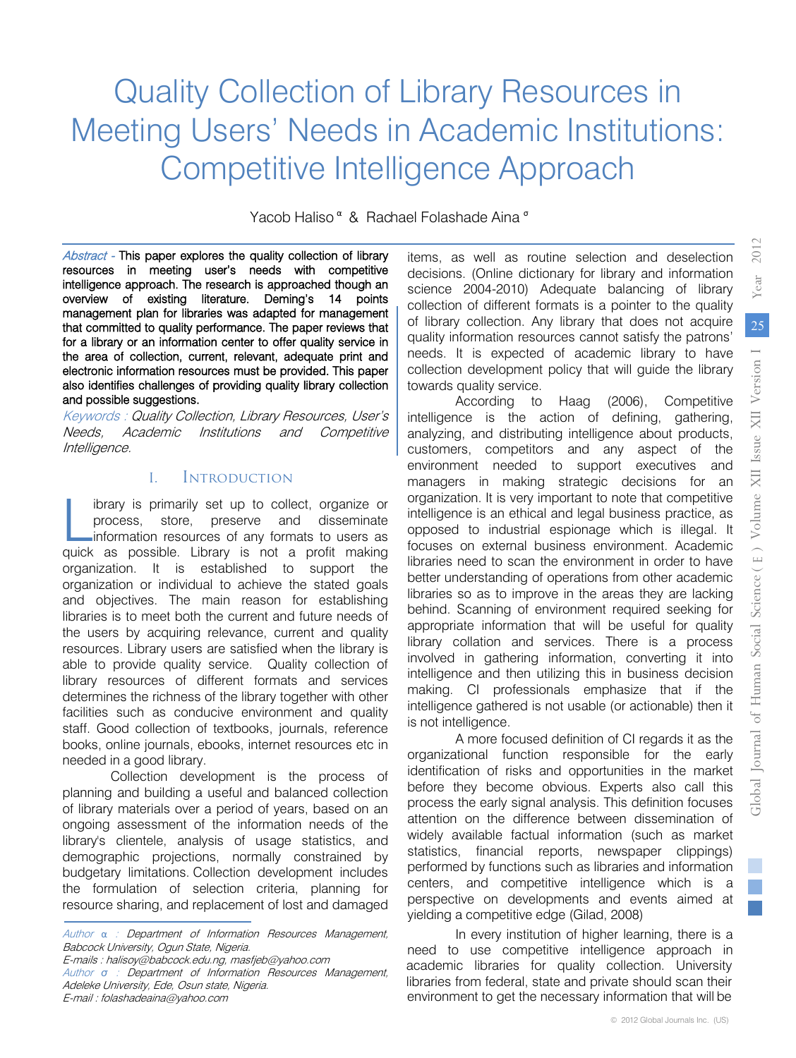# Quality Collection of Library Resources in Meeting Users' Needs in Academic Institutions: Competitive Intelligence Approach

Yacob Haliso [α] & Rachael Folashade Aina [σ]

*Abstract -* This paper explores the quality collection of library resources in meeting user's needs with competitive intelligence approach. The research is approached though an overview of existing literature. Deming's 14 points management plan for libraries was adapted for management that committed to quality performance. The paper reviews that for a library or an information center to offer quality service in the area of collection, current, relevant, adequate print and electronic information resources must be provided. This paper also identifies challenges of providing quality library collection and possible suggestions.

*Keywords : Quality Collection, Library Resources, User's Needs, Academic Institutions and Competitive Intelligence.*

## I. Introduction

Library is primarily set up to collect, organize or process, store, preserve and disseminate information resources of any formats to users as quick as possible. Library is not a profit making organization. It is established to support the organization or individual to achieve the stated goals and objectives. The main reason for establishing libraries is to meet both the current and future needs of the users by acquiring relevance, current and quality resources. Library users are satisfied when the library is able to provide quality service. Quality collection of library resources of different formats and services determines the richness of the library together with other facilities such as conducive environment and quality staff. Good collection of textbooks, journals, reference books, online journals, ebooks, internet resources etc in needed in a good library.

Collection development is the process of planning and building a useful and balanced collection of library materials over a period of years, based on an ongoing assessment of the information needs of the library's clientele, analysis of usage statistics, and demographic projections, normally constrained by budgetary limitations. Collection development includes the formulation of selection criteria, planning for resource sharing, and replacement of lost and damaged items, as well as routine selection and deselection decisions. (Online dictionary for library and information science 2004-2010) Adequate balancing of library collection of different formats is a pointer to the quality of library collection. Any library that does not acquire quality information resources cannot satisfy the patrons' needs. It is expected of academic library to have collection development policy that will guide the library towards quality service.

According to Haag (2006), Competitive intelligence is the action of defining, gathering, analyzing, and distributing intelligence about products, customers, competitors and any aspect of the environment needed to support executives and managers in making strategic decisions for an organization. It is very important to note that competitive intelligence is an ethical and legal business practice, as opposed to industrial espionage which is illegal. It focuses on external business environment. Academic libraries need to scan the environment in order to have better understanding of operations from other academic libraries so as to improve in the areas they are lacking behind. Scanning of environment required seeking for appropriate information that will be useful for quality library collation and services. There is a process involved in gathering information, converting it into intelligence and then utilizing this in business decision making. CI professionals emphasize that if the intelligence gathered is not usable (or actionable) then it is not intelligence.

A more focused definition of CI regards it as the organizational function responsible for the early identification of risks and opportunities in the market before they become obvious. Experts also call this process the early signal analysis. This definition focuses attention on the difference between dissemination of widely available factual information (such as market statistics, financial reports, newspaper clippings) performed by functions such as libraries and information centers, and competitive intelligence which is a perspective on developments and events aimed at yielding a competitive edge (Gilad, 2008)

In every institution of higher learning, there is a need to use competitive intelligence approach in academic libraries for quality collection. University libraries from federal, state and private should scan their environment to get the necessary information that will be

---

*Author α : Department of Information Resources Management, Babcock University, Ogun State, Nigeria.*
*E-mails : halisoy@babcock.edu.ng, masfjeb@yahoo.com*
*Author σ : Department of Information Resources Management, Adeleke University, Ede, Osun state, Nigeria.*
*E-mail : folashadeaina@yahoo.com*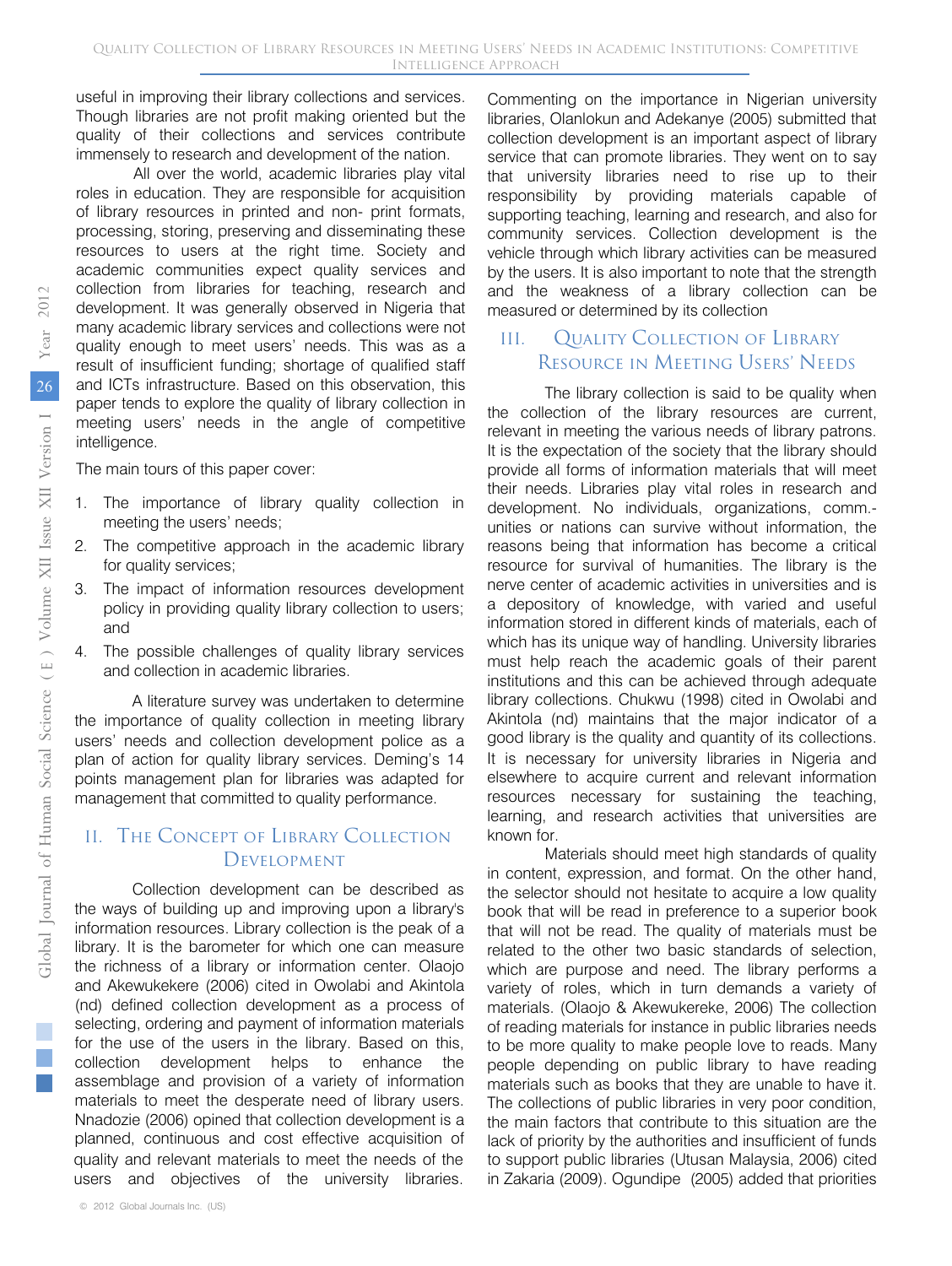useful in improving their library collections and services. Though libraries are not profit making oriented but the quality of their collections and services contribute immensely to research and development of the nation.

All over the world, academic libraries play vital roles in education. They are responsible for acquisition of library resources in printed and non- print formats, processing, storing, preserving and disseminating these resources to users at the right time. Society and academic communities expect quality services and collection from libraries for teaching, research and development. It was generally observed in Nigeria that many academic library services and collections were not quality enough to meet users' needs. This was as a result of insufficient funding; shortage of qualified staff and ICTs infrastructure. Based on this observation, this paper tends to explore the quality of library collection in meeting users' needs in the angle of competitive intelligence.

The main tours of this paper cover:

1. The importance of library quality collection in meeting the users' needs;
2. The competitive approach in the academic library for quality services;
3. The impact of information resources development policy in providing quality library collection to users; and
4. The possible challenges of quality library services and collection in academic libraries.

A literature survey was undertaken to determine the importance of quality collection in meeting library users' needs and collection development police as a plan of action for quality library services. Deming's 14 points management plan for libraries was adapted for management that committed to quality performance.

## II. The Concept of Library Collection Development

Collection development can be described as the ways of building up and improving upon a library's information resources. Library collection is the peak of a library. It is the barometer for which one can measure the richness of a library or information center. Olaojo and Akewukekere (2006) cited in Owolabi and Akintola (nd) defined collection development as a process of selecting, ordering and payment of information materials for the use of the users in the library. Based on this, collection development helps to enhance the assemblage and provision of a variety of information materials to meet the desperate need of library users. Nnadozie (2006) opined that collection development is a planned, continuous and cost effective acquisition of quality and relevant materials to meet the needs of the users and objectives of the university libraries. Commenting on the importance in Nigerian university libraries, Olanlokun and Adekanye (2005) submitted that collection development is an important aspect of library service that can promote libraries. They went on to say that university libraries need to rise up to their responsibility by providing materials capable of supporting teaching, learning and research, and also for community services. Collection development is the vehicle through which library activities can be measured by the users. It is also important to note that the strength and the weakness of a library collection can be measured or determined by its collection

## III. Quality Collection of Library Resource in Meeting Users' Needs

The library collection is said to be quality when the collection of the library resources are current, relevant in meeting the various needs of library patrons. It is the expectation of the society that the library should provide all forms of information materials that will meet their needs. Libraries play vital roles in research and development. No individuals, organizations, comm.- unities or nations can survive without information, the reasons being that information has become a critical resource for survival of humanities. The library is the nerve center of academic activities in universities and is a depository of knowledge, with varied and useful information stored in different kinds of materials, each of which has its unique way of handling. University libraries must help reach the academic goals of their parent institutions and this can be achieved through adequate library collections. Chukwu (1998) cited in Owolabi and Akintola (nd) maintains that the major indicator of a good library is the quality and quantity of its collections. It is necessary for university libraries in Nigeria and elsewhere to acquire current and relevant information resources necessary for sustaining the teaching, learning, and research activities that universities are known for.

Materials should meet high standards of quality in content, expression, and format. On the other hand, the selector should not hesitate to acquire a low quality book that will be read in preference to a superior book that will not be read. The quality of materials must be related to the other two basic standards of selection, which are purpose and need. The library performs a variety of roles, which in turn demands a variety of materials. (Olaojo & Akewukereke, 2006) The collection of reading materials for instance in public libraries needs to be more quality to make people love to reads. Many people depending on public library to have reading materials such as books that they are unable to have it. The collections of public libraries in very poor condition, the main factors that contribute to this situation are the lack of priority by the authorities and insufficient of funds to support public libraries (Utusan Malaysia, 2006) cited in Zakaria (2009). Ogundipe (2005) added that priorities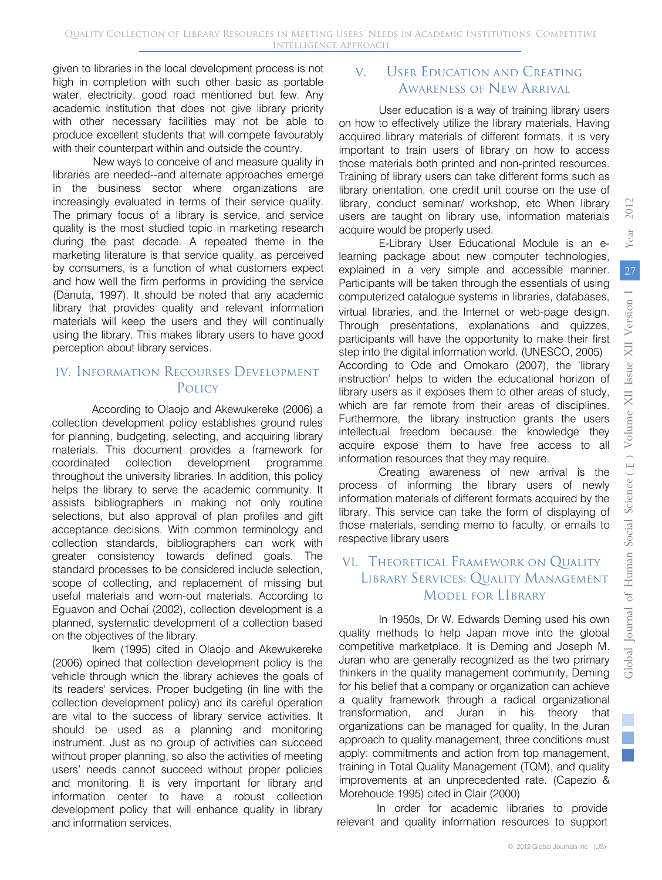given to libraries in the local development process is not high in completion with such other basic as portable water, electricity, good road mentioned but few. Any academic institution that does not give library priority with other necessary facilities may not be able to produce excellent students that will compete favourably with their counterpart within and outside the country.

New ways to conceive of and measure quality in libraries are needed--and alternate approaches emerge in the business sector where organizations are increasingly evaluated in terms of their service quality. The primary focus of a library is service, and service quality is the most studied topic in marketing research during the past decade. A repeated theme in the marketing literature is that service quality, as perceived by consumers, is a function of what customers expect and how well the firm performs in providing the service (Danuta, 1997). It should be noted that any academic library that provides quality and relevant information materials will keep the users and they will continually using the library. This makes library users to have good perception about library services.

## IV. Information Recourses Development Policy

According to Olaojo and Akewukereke (2006) a collection development policy establishes ground rules for planning, budgeting, selecting, and acquiring library materials. This document provides a framework for coordinated collection development programme throughout the university libraries. In addition, this policy helps the library to serve the academic community. It assists bibliographers in making not only routine selections, but also approval of plan profiles and gift acceptance decisions. With common terminology and collection standards, bibliographers can work with greater consistency towards defined goals. The standard processes to be considered include selection, scope of collecting, and replacement of missing but useful materials and worn-out materials. According to Eguavon and Ochai (2002), collection development is a planned, systematic development of a collection based on the objectives of the library.

Ikem (1995) cited in Olaojo and Akewukereke (2006) opined that collection development policy is the vehicle through which the library achieves the goals of its readers' services. Proper budgeting (in line with the collection development policy) and its careful operation are vital to the success of library service activities. It should be used as a planning and monitoring instrument. Just as no group of activities can succeed without proper planning, so also the activities of meeting users' needs cannot succeed without proper policies and monitoring. It is very important for library and information center to have a robust collection development policy that will enhance quality in library and information services.

## V. User Education and Creating Awareness of New Arrival

User education is a way of training library users on how to effectively utilize the library materials. Having acquired library materials of different formats, it is very important to train users of library on how to access those materials both printed and non-printed resources. Training of library users can take different forms such as library orientation, one credit unit course on the use of library, conduct seminar/ workshop, etc When library users are taught on library use, information materials acquire would be properly used.

E-Library User Educational Module is an e-learning package about new computer technologies, explained in a very simple and accessible manner. Participants will be taken through the essentials of using computerized catalogue systems in libraries, databases, virtual libraries, and the Internet or web-page design. Through presentations, explanations and quizzes, participants will have the opportunity to make their first step into the digital information world. (UNESCO, 2005) According to Ode and Omokaro (2007), the 'library instruction' helps to widen the educational horizon of library users as it exposes them to other areas of study, which are far remote from their areas of disciplines. Furthermore, the library instruction grants the users intellectual freedom because the knowledge they acquire expose them to have free access to all information resources that they may require.

Creating awareness of new arrival is the process of informing the library users of newly information materials of different formats acquired by the library. This service can take the form of displaying of those materials, sending memo to faculty, or emails to respective library users

## VI. Theoretical Framework on Quality Library Services: Quality Management Model for LIbrary

In 1950s, Dr W. Edwards Deming used his own quality methods to help Japan move into the global competitive marketplace. It is Deming and Joseph M. Juran who are generally recognized as the two primary thinkers in the quality management community, Deming for his belief that a company or organization can achieve a quality framework through a radical organizational transformation, and Juran in his theory that organizations can be managed for quality. In the Juran approach to quality management, three conditions must apply: commitments and action from top management, training in Total Quality Management (TQM), and quality improvements at an unprecedented rate. (Capezio & Morehoude 1995) cited in Clair (2000)

In order for academic libraries to provide relevant and quality information resources to support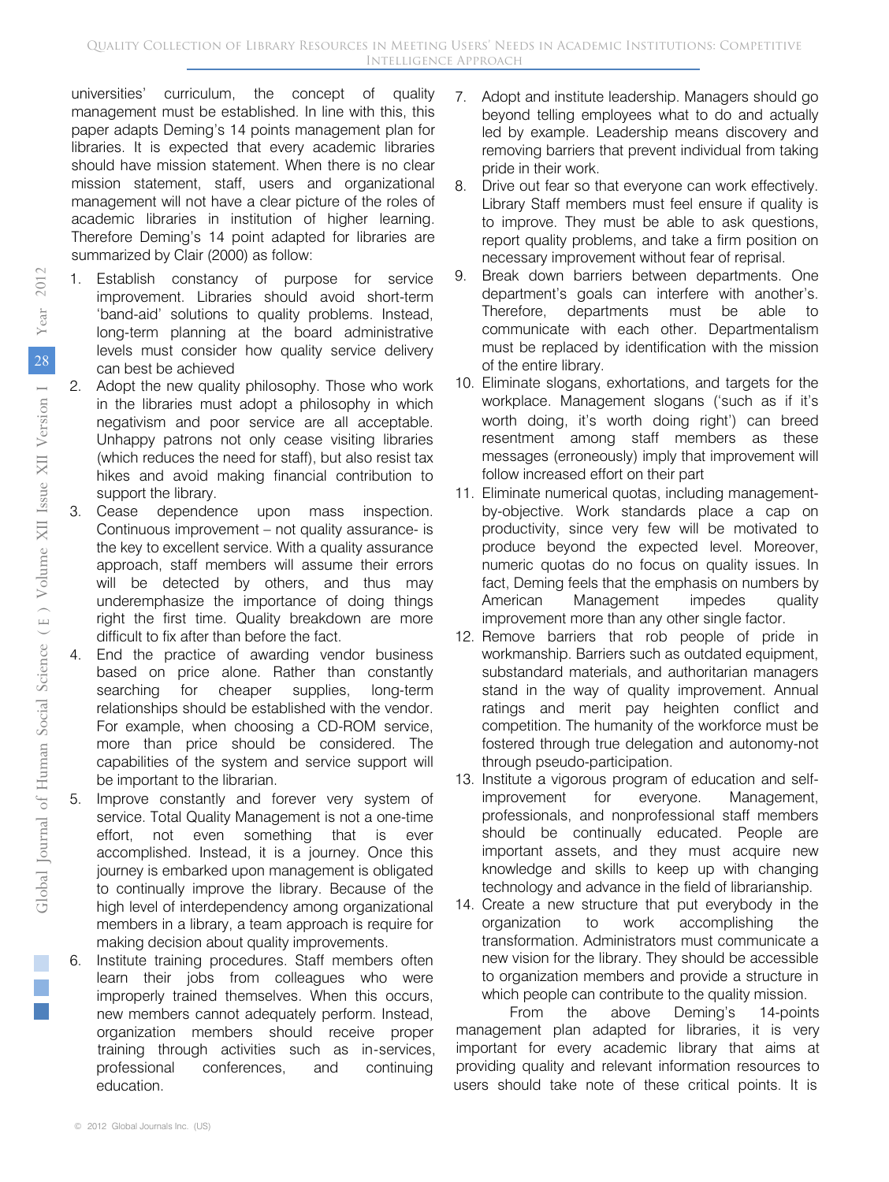universities' curriculum, the concept of quality management must be established. In line with this, this paper adapts Deming's 14 points management plan for libraries. It is expected that every academic libraries should have mission statement. When there is no clear mission statement, staff, users and organizational management will not have a clear picture of the roles of academic libraries in institution of higher learning. Therefore Deming's 14 point adapted for libraries are summarized by Clair (2000) as follow:

1. Establish constancy of purpose for service improvement. Libraries should avoid short-term 'band-aid' solutions to quality problems. Instead, long-term planning at the board administrative levels must consider how quality service delivery can best be achieved
2. Adopt the new quality philosophy. Those who work in the libraries must adopt a philosophy in which negativism and poor service are all acceptable. Unhappy patrons not only cease visiting libraries (which reduces the need for staff), but also resist tax hikes and avoid making financial contribution to support the library.
3. Cease dependence upon mass inspection. Continuous improvement – not quality assurance- is the key to excellent service. With a quality assurance approach, staff members will assume their errors will be detected by others, and thus may underemphasize the importance of doing things right the first time. Quality breakdown are more difficult to fix after than before the fact.
4. End the practice of awarding vendor business based on price alone. Rather than constantly searching for cheaper supplies, long-term relationships should be established with the vendor. For example, when choosing a CD-ROM service, more than price should be considered. The capabilities of the system and service support will be important to the librarian.
5. Improve constantly and forever very system of service. Total Quality Management is not a one-time effort, not even something that is ever accomplished. Instead, it is a journey. Once this journey is embarked upon management is obligated to continually improve the library. Because of the high level of interdependency among organizational members in a library, a team approach is require for making decision about quality improvements.
6. Institute training procedures. Staff members often learn their jobs from colleagues who were improperly trained themselves. When this occurs, new members cannot adequately perform. Instead, organization members should receive proper training through activities such as in-services, professional conferences, and continuing education.
7. Adopt and institute leadership. Managers should go beyond telling employees what to do and actually led by example. Leadership means discovery and removing barriers that prevent individual from taking pride in their work.
8. Drive out fear so that everyone can work effectively. Library Staff members must feel ensure if quality is to improve. They must be able to ask questions, report quality problems, and take a firm position on necessary improvement without fear of reprisal.
9. Break down barriers between departments. One department's goals can interfere with another's. Therefore, departments must be able to communicate with each other. Departmentalism must be replaced by identification with the mission of the entire library.
10. Eliminate slogans, exhortations, and targets for the workplace. Management slogans ('such as if it's worth doing, it's worth doing right') can breed resentment among staff members as these messages (erroneously) imply that improvement will follow increased effort on their part
11. Eliminate numerical quotas, including management-by-objective. Work standards place a cap on productivity, since very few will be motivated to produce beyond the expected level. Moreover, numeric quotas do no focus on quality issues. In fact, Deming feels that the emphasis on numbers by American Management impedes quality improvement more than any other single factor.
12. Remove barriers that rob people of pride in workmanship. Barriers such as outdated equipment, substandard materials, and authoritarian managers stand in the way of quality improvement. Annual ratings and merit pay heighten conflict and competition. The humanity of the workforce must be fostered through true delegation and autonomy-not through pseudo-participation.
13. Institute a vigorous program of education and self-improvement for everyone. Management, professionals, and nonprofessional staff members should be continually educated. People are important assets, and they must acquire new knowledge and skills to keep up with changing technology and advance in the field of librarianship.
14. Create a new structure that put everybody in the organization to work accomplishing the transformation. Administrators must communicate a new vision for the library. They should be accessible to organization members and provide a structure in which people can contribute to the quality mission.

From the above Deming's 14-points management plan adapted for libraries, it is very important for every academic library that aims at providing quality and relevant information resources to users should take note of these critical points. It is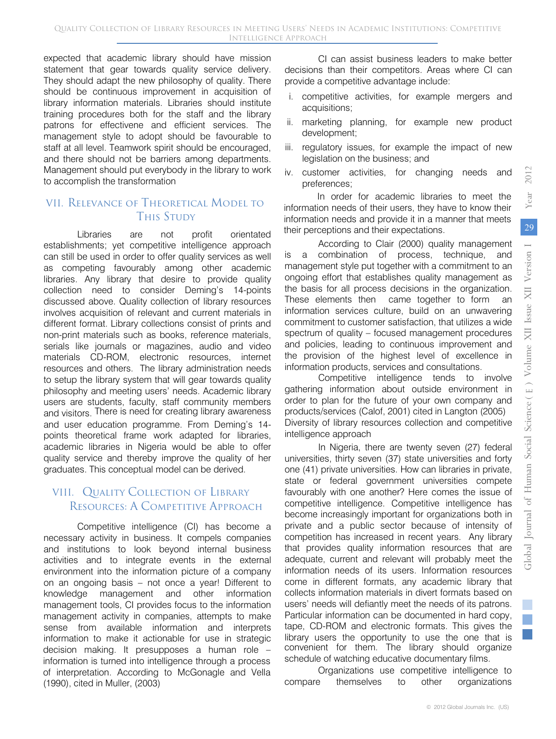expected that academic library should have mission statement that gear towards quality service delivery. They should adapt the new philosophy of quality. There should be continuous improvement in acquisition of library information materials. Libraries should institute training procedures both for the staff and the library patrons for effectivene and efficient services. The management style to adopt should be favourable to staff at all level. Teamwork spirit should be encouraged, and there should not be barriers among departments. Management should put everybody in the library to work to accomplish the transformation

## VII. Relevance of Theoretical Model to This Study

Libraries are not profit orientated establishments; yet competitive intelligence approach can still be used in order to offer quality services as well as competing favourably among other academic libraries. Any library that desire to provide quality collection need to consider Deming's 14-points discussed above. Quality collection of library resources involves acquisition of relevant and current materials in different format. Library collections consist of prints and non-print materials such as books, reference materials, serials like journals or magazines, audio and video materials CD-ROM, electronic resources, internet resources and others. The library administration needs to setup the library system that will gear towards quality philosophy and meeting users' needs. Academic library users are students, faculty, staff community members and visitors. There is need for creating library awareness and user education programme. From Deming's 14-points theoretical frame work adapted for libraries, academic libraries in Nigeria would be able to offer quality service and thereby improve the quality of her graduates. This conceptual model can be derived.

## VIII. Quality Collection of Library Resources: A Competitive Approach

Competitive intelligence (CI) has become a necessary activity in business. It compels companies and institutions to look beyond internal business activities and to integrate events in the external environment into the information picture of a company on an ongoing basis – not once a year! Different to knowledge management and other information management tools, CI provides focus to the information management activity in companies, attempts to make sense from available information and interprets information to make it actionable for use in strategic decision making. It presupposes a human role – information is turned into intelligence through a process of interpretation. According to McGonagle and Vella (1990), cited in Muller, (2003)

CI can assist business leaders to make better decisions than their competitors. Areas where CI can provide a competitive advantage include:

i. competitive activities, for example mergers and acquisitions;
ii. marketing planning, for example new product development;
iii. regulatory issues, for example the impact of new legislation on the business; and
iv. customer activities, for changing needs and preferences;

In order for academic libraries to meet the information needs of their users, they have to know their information needs and provide it in a manner that meets their perceptions and their expectations.

According to Clair (2000) quality management is a combination of process, technique, and management style put together with a commitment to an ongoing effort that establishes quality management as the basis for all process decisions in the organization. These elements then came together to form an information services culture, build on an unwavering commitment to customer satisfaction, that utilizes a wide spectrum of quality – focused management procedures and policies, leading to continuous improvement and the provision of the highest level of excellence in information products, services and consultations.

Competitive intelligence tends to involve gathering information about outside environment in order to plan for the future of your own company and products/services (Calof, 2001) cited in Langton (2005)

Diversity of library resources collection and competitive intelligence approach

In Nigeria, there are twenty seven (27) federal universities, thirty seven (37) state universities and forty one (41) private universities. How can libraries in private, state or federal government universities compete favourably with one another? Here comes the issue of competitive intelligence. Competitive intelligence has become increasingly important for organizations both in private and a public sector because of intensity of competition has increased in recent years. Any library that provides quality information resources that are adequate, current and relevant will probably meet the information needs of its users. Information resources come in different formats, any academic library that collects information materials in divert formats based on users' needs will defiantly meet the needs of its patrons. Particular information can be documented in hard copy, tape, CD-ROM and electronic formats. This gives the library users the opportunity to use the one that is convenient for them. The library should organize schedule of watching educative documentary films.

Organizations use competitive intelligence to compare themselves to other organizations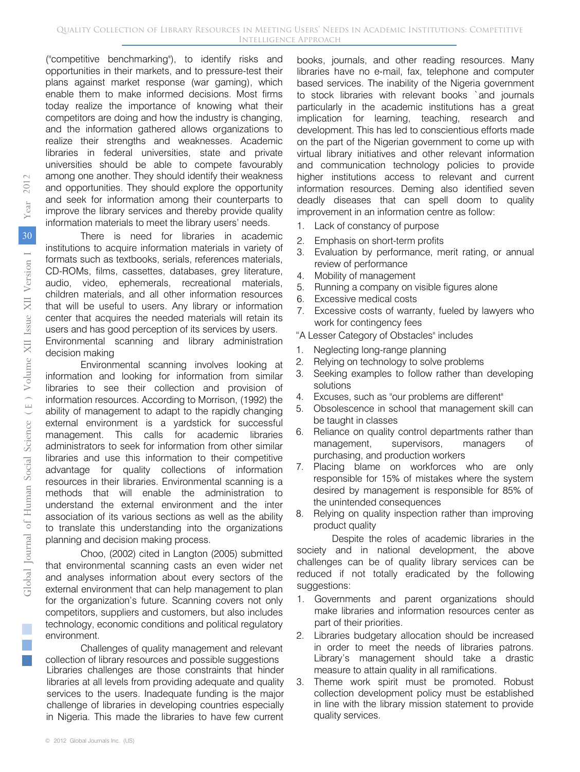("competitive benchmarking"), to identify risks and opportunities in their markets, and to pressure-test their plans against market response (war gaming), which enable them to make informed decisions. Most firms today realize the importance of knowing what their competitors are doing and how the industry is changing, and the information gathered allows organizations to realize their strengths and weaknesses. Academic libraries in federal universities, state and private universities should be able to compete favourably among one another. They should identify their weakness and opportunities. They should explore the opportunity and seek for information among their counterparts to improve the library services and thereby provide quality information materials to meet the library users' needs.

There is need for libraries in academic institutions to acquire information materials in variety of formats such as textbooks, serials, references materials, CD-ROMs, films, cassettes, databases, grey literature, audio, video, ephemerals, recreational materials, children materials, and all other information resources that will be useful to users. Any library or information center that acquires the needed materials will retain its users and has good perception of its services by users.

Environmental scanning and library administration decision making

Environmental scanning involves looking at information and looking for information from similar libraries to see their collection and provision of information resources. According to Morrison, (1992) the ability of management to adapt to the rapidly changing external environment is a yardstick for successful management. This calls for academic libraries administrators to seek for information from other similar libraries and use this information to their competitive advantage for quality collections of information resources in their libraries. Environmental scanning is a methods that will enable the administration to understand the external environment and the inter association of its various sections as well as the ability to translate this understanding into the organizations planning and decision making process.

Choo, (2002) cited in Langton (2005) submitted that environmental scanning casts an even wider net and analyses information about every sectors of the external environment that can help management to plan for the organization's future. Scanning covers not only competitors, suppliers and customers, but also includes technology, economic conditions and political regulatory environment.

Challenges of quality management and relevant collection of library resources and possible suggestions

Libraries challenges are those constraints that hinder libraries at all levels from providing adequate and quality services to the users. Inadequate funding is the major challenge of libraries in developing countries especially in Nigeria. This made the libraries to have few current books, journals, and other reading resources. Many libraries have no e-mail, fax, telephone and computer based services. The inability of the Nigeria government to stock libraries with relevant books `and journals particularly in the academic institutions has a great implication for learning, teaching, research and development. This has led to conscientious efforts made on the part of the Nigerian government to come up with virtual library initiatives and other relevant information and communication technology policies to provide higher institutions access to relevant and current information resources. Deming also identified seven deadly diseases that can spell doom to quality improvement in an information centre as follow:

1. Lack of constancy of purpose
2. Emphasis on short-term profits
3. Evaluation by performance, merit rating, or annual review of performance
4. Mobility of management
5. Running a company on visible figures alone
6. Excessive medical costs
7. Excessive costs of warranty, fueled by lawyers who work for contingency fees

"A Lesser Category of Obstacles" includes

1. Neglecting long-range planning
2. Relying on technology to solve problems
3. Seeking examples to follow rather than developing solutions
4. Excuses, such as "our problems are different"
5. Obsolescence in school that management skill can be taught in classes
6. Reliance on quality control departments rather than management, supervisors, managers of purchasing, and production workers
7. Placing blame on workforces who are only responsible for 15% of mistakes where the system desired by management is responsible for 85% of the unintended consequences
8. Relying on quality inspection rather than improving product quality

Despite the roles of academic libraries in the society and in national development, the above challenges can be of quality library services can be reduced if not totally eradicated by the following suggestions:

1. Governments and parent organizations should make libraries and information resources center as part of their priorities.
2. Libraries budgetary allocation should be increased in order to meet the needs of libraries patrons. Library's management should take a drastic measure to attain quality in all ramifications.
3. Theme work spirit must be promoted. Robust collection development policy must be established in line with the library mission statement to provide quality services.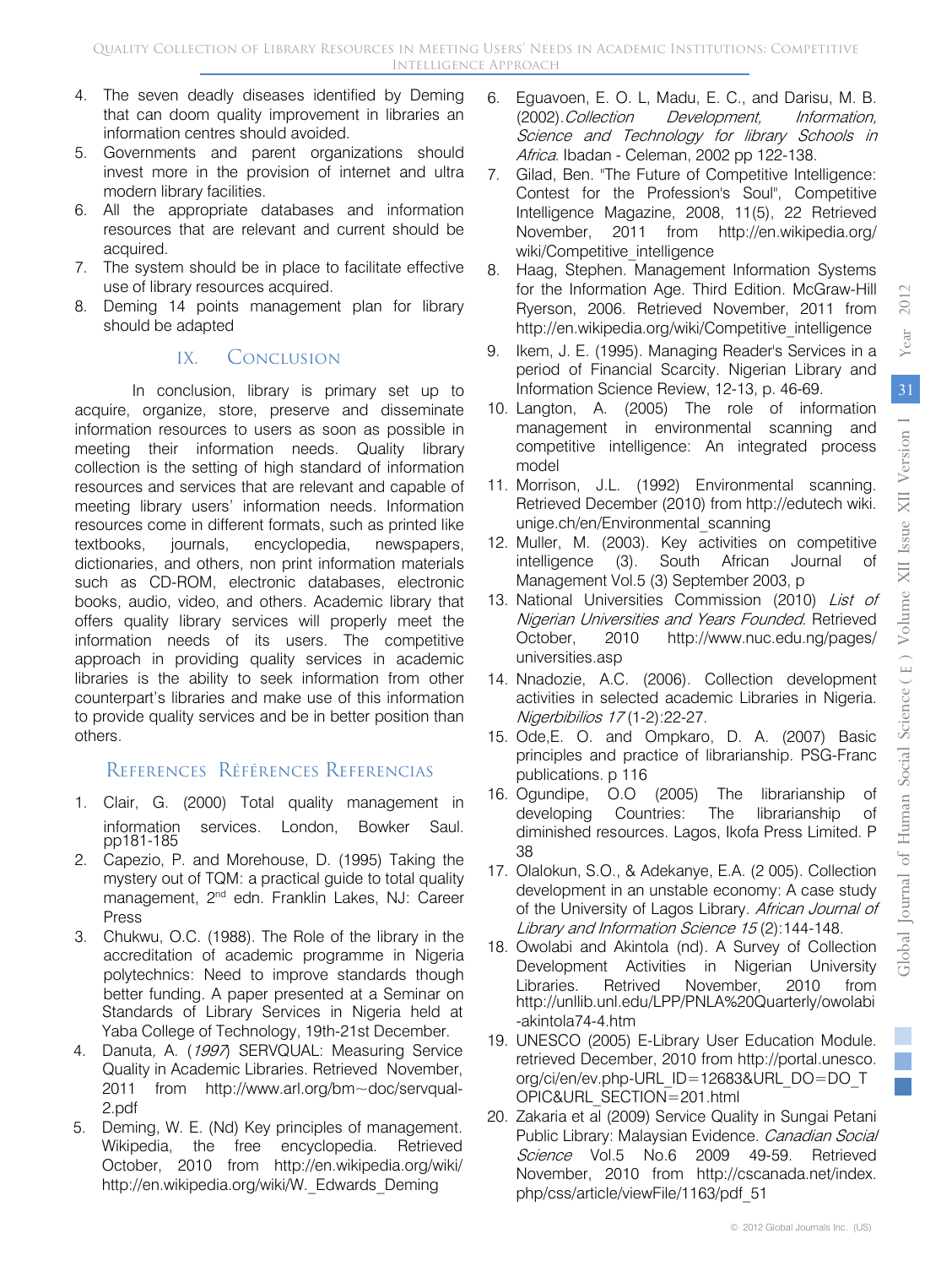4. The seven deadly diseases identified by Deming that can doom quality improvement in libraries an information centres should avoided.
5. Governments and parent organizations should invest more in the provision of internet and ultra modern library facilities.
6. All the appropriate databases and information resources that are relevant and current should be acquired.
7. The system should be in place to facilitate effective use of library resources acquired.
8. Deming 14 points management plan for library should be adapted

## IX. Conclusion

In conclusion, library is primary set up to acquire, organize, store, preserve and disseminate information resources to users as soon as possible in meeting their information needs. Quality library collection is the setting of high standard of information resources and services that are relevant and capable of meeting library users' information needs. Information resources come in different formats, such as printed like textbooks, journals, encyclopedia, newspapers, dictionaries, and others, non print information materials such as CD-ROM, electronic databases, electronic books, audio, video, and others. Academic library that offers quality library services will properly meet the information needs of its users. The competitive approach in providing quality services in academic libraries is the ability to seek information from other counterpart's libraries and make use of this information to provide quality services and be in better position than others.

## References Références Referencias

1. Clair, G. (2000) Total quality management in information services. London, Bowker Saul. pp181-185
2. Capezio, P. and Morehouse, D. (1995) Taking the mystery out of TQM: a practical guide to total quality management, 2nd edn. Franklin Lakes, NJ: Career Press
3. Chukwu, O.C. (1988). The Role of the library in the accreditation of academic programme in Nigeria polytechnics: Need to improve standards though better funding. A paper presented at a Seminar on Standards of Library Services in Nigeria held at Yaba College of Technology, 19th-21st December.
4. Danuta, A. (*1997*) SERVQUAL: Measuring Service Quality in Academic Libraries. Retrieved November, 2011 from http://www.arl.org/bm~doc/servqual-2.pdf
5. Deming, W. E. (Nd) Key principles of management. Wikipedia, the free encyclopedia. Retrieved October, 2010 from http://en.wikipedia.org/wiki/ http://en.wikipedia.org/wiki/W._Edwards_Deming
6. Eguavoen, E. O. L, Madu, E. C., and Darisu, M. B. (2002).*Collection Development, Information, Science and Technology for library Schools in Africa*. Ibadan - Celeman, 2002 pp 122-138.
7. Gilad, Ben. "The Future of Competitive Intelligence: Contest for the Profession's Soul", Competitive Intelligence Magazine, 2008, 11(5), 22 Retrieved November, 2011 from http://en.wikipedia.org/wiki/Competitive_intelligence
8. Haag, Stephen. Management Information Systems for the Information Age. Third Edition. McGraw-Hill Ryerson, 2006. Retrieved November, 2011 from http://en.wikipedia.org/wiki/Competitive_intelligence
9. Ikem, J. E. (1995). Managing Reader's Services in a period of Financial Scarcity. Nigerian Library and Information Science Review, 12-13, p. 46-69.
10. Langton, A. (2005) The role of information management in environmental scanning and competitive intelligence: An integrated process model
11. Morrison, J.L. (1992) Environmental scanning. Retrieved December (2010) from http://edutech wiki. unige.ch/en/Environmental_scanning
12. Muller, M. (2003). Key activities on competitive intelligence (3). South African Journal of Management Vol.5 (3) September 2003, p
13. National Universities Commission (2010) *List of Nigerian Universities and Years Founded*. Retrieved October, 2010 http://www.nuc.edu.ng/pages/universities.asp
14. Nnadozie, A.C. (2006). Collection development activities in selected academic Libraries in Nigeria. *Nigerbibilios 17* (1-2):22-27.
15. Ode,E. O. and Ompkaro, D. A. (2007) Basic principles and practice of librarianship. PSG-Franc publications. p 116
16. Ogundipe, O.O (2005) The librarianship of developing Countries: The librarianship of diminished resources. Lagos, Ikofa Press Limited. P 38
17. Olalokun, S.O., & Adekanye, E.A. (2 005). Collection development in an unstable economy: A case study of the University of Lagos Library. *African Journal of Library and Information Science 15* (2):144-148.
18. Owolabi and Akintola (nd). A Survey of Collection Development Activities in Nigerian University Libraries. Retrived November, 2010 from http://unllib.unl.edu/LPP/PNLA%20Quarterly/owolabi-akintola74-4.htm
19. UNESCO (2005) E-Library User Education Module. retrieved December, 2010 from http://portal.unesco.org/ci/en/ev.php-URL_ID=12683&URL_DO=DO_TOPIC&URL_SECTION=201.html
20. Zakaria et al (2009) Service Quality in Sungai Petani Public Library: Malaysian Evidence. *Canadian Social Science* Vol.5 No.6 2009 49-59. Retrieved November, 2010 from http://cscanada.net/index.php/css/article/viewFile/1163/pdf_51